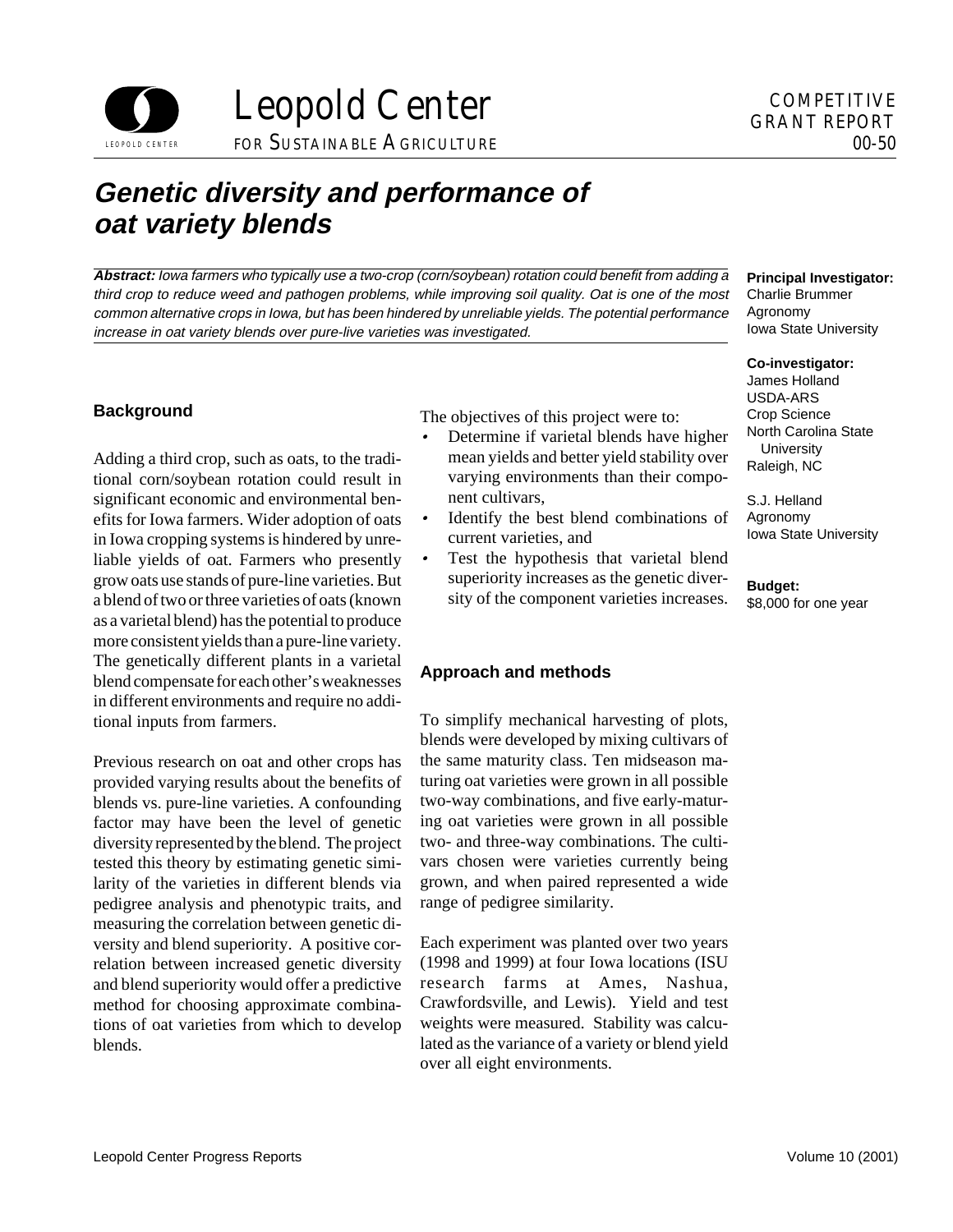Leopold Center FOR SUSTAINABLE AGRICULTURE

COMPETITIVE GRANT REPORT 00-50

# Genetic diversity and performance of oat variety blends

***Abstract:*** *Iowa farmers who typically use a two-crop (corn/soybean) rotation could benefit from adding a third crop to reduce weed and pathogen problems, while improving soil quality. Oat is one of the most common alternative crops in Iowa, but has been hindered by unreliable yields. The potential performance increase in oat variety blends over pure-live varieties was investigated.*

**Principal Investigator:**
Charlie Brummer
Agronomy
Iowa State University

**Co-investigator:**
James Holland
USDA-ARS
Crop Science
North Carolina State University
Raleigh, NC

S.J. Helland
Agronomy
Iowa State University

**Budget:**
$8,000 for one year

## Background

Adding a third crop, such as oats, to the traditional corn/soybean rotation could result in significant economic and environmental benefits for Iowa farmers. Wider adoption of oats in Iowa cropping systems is hindered by unreliable yields of oat. Farmers who presently grow oats use stands of pure-line varieties. But a blend of two or three varieties of oats (known as a varietal blend) has the potential to produce more consistent yields than a pure-line variety. The genetically different plants in a varietal blend compensate for each other's weaknesses in different environments and require no additional inputs from farmers.

Previous research on oat and other crops has provided varying results about the benefits of blends vs. pure-line varieties. A confounding factor may have been the level of genetic diversity represented by the blend. The project tested this theory by estimating genetic similarity of the varieties in different blends via pedigree analysis and phenotypic traits, and measuring the correlation between genetic diversity and blend superiority. A positive correlation between increased genetic diversity and blend superiority would offer a predictive method for choosing approximate combinations of oat varieties from which to develop blends.

The objectives of this project were to:

- Determine if varietal blends have higher mean yields and better yield stability over varying environments than their component cultivars,
- Identify the best blend combinations of current varieties, and
- Test the hypothesis that varietal blend superiority increases as the genetic diversity of the component varieties increases.

## Approach and methods

To simplify mechanical harvesting of plots, blends were developed by mixing cultivars of the same maturity class. Ten midseason maturing oat varieties were grown in all possible two-way combinations, and five early-maturing oat varieties were grown in all possible two- and three-way combinations. The cultivars chosen were varieties currently being grown, and when paired represented a wide range of pedigree similarity.

Each experiment was planted over two years (1998 and 1999) at four Iowa locations (ISU research farms at Ames, Nashua, Crawfordsville, and Lewis). Yield and test weights were measured. Stability was calculated as the variance of a variety or blend yield over all eight environments.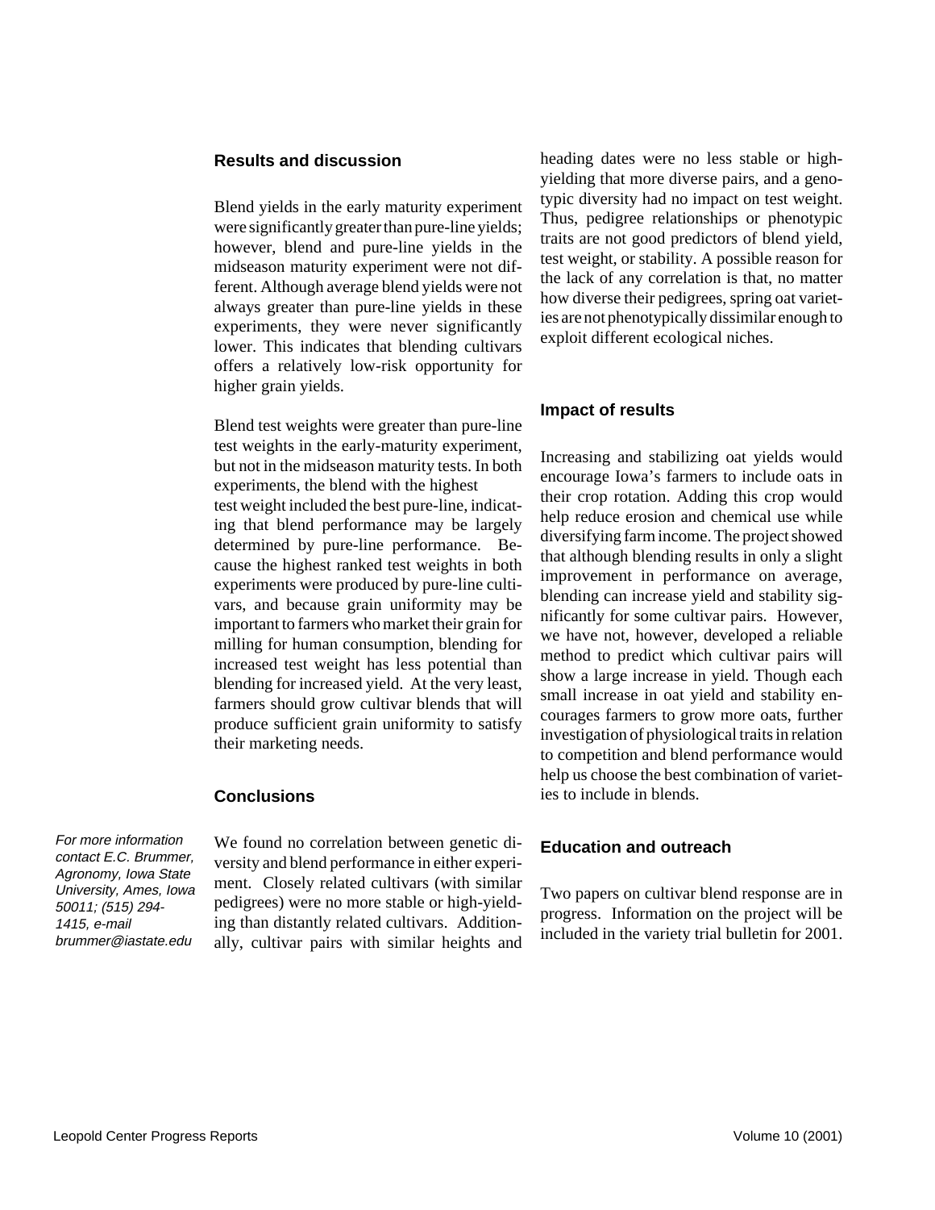## Results and discussion

Blend yields in the early maturity experiment were significantly greater than pure-line yields; however, blend and pure-line yields in the midseason maturity experiment were not different. Although average blend yields were not always greater than pure-line yields in these experiments, they were never significantly lower. This indicates that blending cultivars offers a relatively low-risk opportunity for higher grain yields.

Blend test weights were greater than pure-line test weights in the early-maturity experiment, but not in the midseason maturity tests. In both experiments, the blend with the highest test weight included the best pure-line, indicating that blend performance may be largely determined by pure-line performance. Because the highest ranked test weights in both experiments were produced by pure-line cultivars, and because grain uniformity may be important to farmers who market their grain for milling for human consumption, blending for increased test weight has less potential than blending for increased yield. At the very least, farmers should grow cultivar blends that will produce sufficient grain uniformity to satisfy their marketing needs.

## Conclusions

We found no correlation between genetic diversity and blend performance in either experiment. Closely related cultivars (with similar pedigrees) were no more stable or high-yielding than distantly related cultivars. Additionally, cultivar pairs with similar heights and heading dates were no less stable or high-yielding that more diverse pairs, and a genotypic diversity had no impact on test weight. Thus, pedigree relationships or phenotypic traits are not good predictors of blend yield, test weight, or stability. A possible reason for the lack of any correlation is that, no matter how diverse their pedigrees, spring oat varieties are not phenotypically dissimilar enough to exploit different ecological niches.

*For more information contact E.C. Brummer, Agronomy, Iowa State University, Ames, Iowa 50011; (515) 294-1415, e-mail brummer@iastate.edu*

## Impact of results

Increasing and stabilizing oat yields would encourage Iowa's farmers to include oats in their crop rotation. Adding this crop would help reduce erosion and chemical use while diversifying farm income. The project showed that although blending results in only a slight improvement in performance on average, blending can increase yield and stability significantly for some cultivar pairs. However, we have not, however, developed a reliable method to predict which cultivar pairs will show a large increase in yield. Though each small increase in oat yield and stability encourages farmers to grow more oats, further investigation of physiological traits in relation to competition and blend performance would help us choose the best combination of varieties to include in blends.

## Education and outreach

Two papers on cultivar blend response are in progress. Information on the project will be included in the variety trial bulletin for 2001.